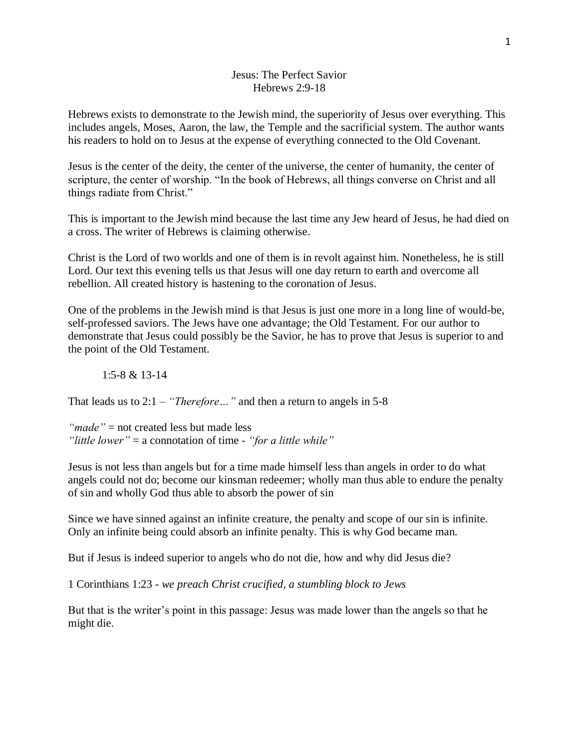# Jesus: The Perfect Savior
## Hebrews 2:9-18

Hebrews exists to demonstrate to the Jewish mind, the superiority of Jesus over everything. This includes angels, Moses, Aaron, the law, the Temple and the sacrificial system. The author wants his readers to hold on to Jesus at the expense of everything connected to the Old Covenant.

Jesus is the center of the deity, the center of the universe, the center of humanity, the center of scripture, the center of worship. "In the book of Hebrews, all things converse on Christ and all things radiate from Christ."

This is important to the Jewish mind because the last time any Jew heard of Jesus, he had died on a cross. The writer of Hebrews is claiming otherwise.

Christ is the Lord of two worlds and one of them is in revolt against him. Nonetheless, he is still Lord. Our text this evening tells us that Jesus will one day return to earth and overcome all rebellion. All created history is hastening to the coronation of Jesus.

One of the problems in the Jewish mind is that Jesus is just one more in a long line of would-be, self-professed saviors. The Jews have one advantage; the Old Testament. For our author to demonstrate that Jesus could possibly be the Savior, he has to prove that Jesus is superior to and the point of the Old Testament.

> 1:5-8 & 13-14

That leads us to 2:1 – *"Therefore…"* and then a return to angels in 5-8

*"made"* = not created less but made less
*"little lower"* = a connotation of time - *"for a little while"*

Jesus is not less than angels but for a time made himself less than angels in order to do what angels could not do; become our kinsman redeemer; wholly man thus able to endure the penalty of sin and wholly God thus able to absorb the power of sin

Since we have sinned against an infinite creature, the penalty and scope of our sin is infinite. Only an infinite being could absorb an infinite penalty. This is why God became man.

But if Jesus is indeed superior to angels who do not die, how and why did Jesus die?

1 Corinthians 1:23 - *we preach Christ crucified, a stumbling block to Jews*

But that is the writer's point in this passage: Jesus was made lower than the angels so that he might die.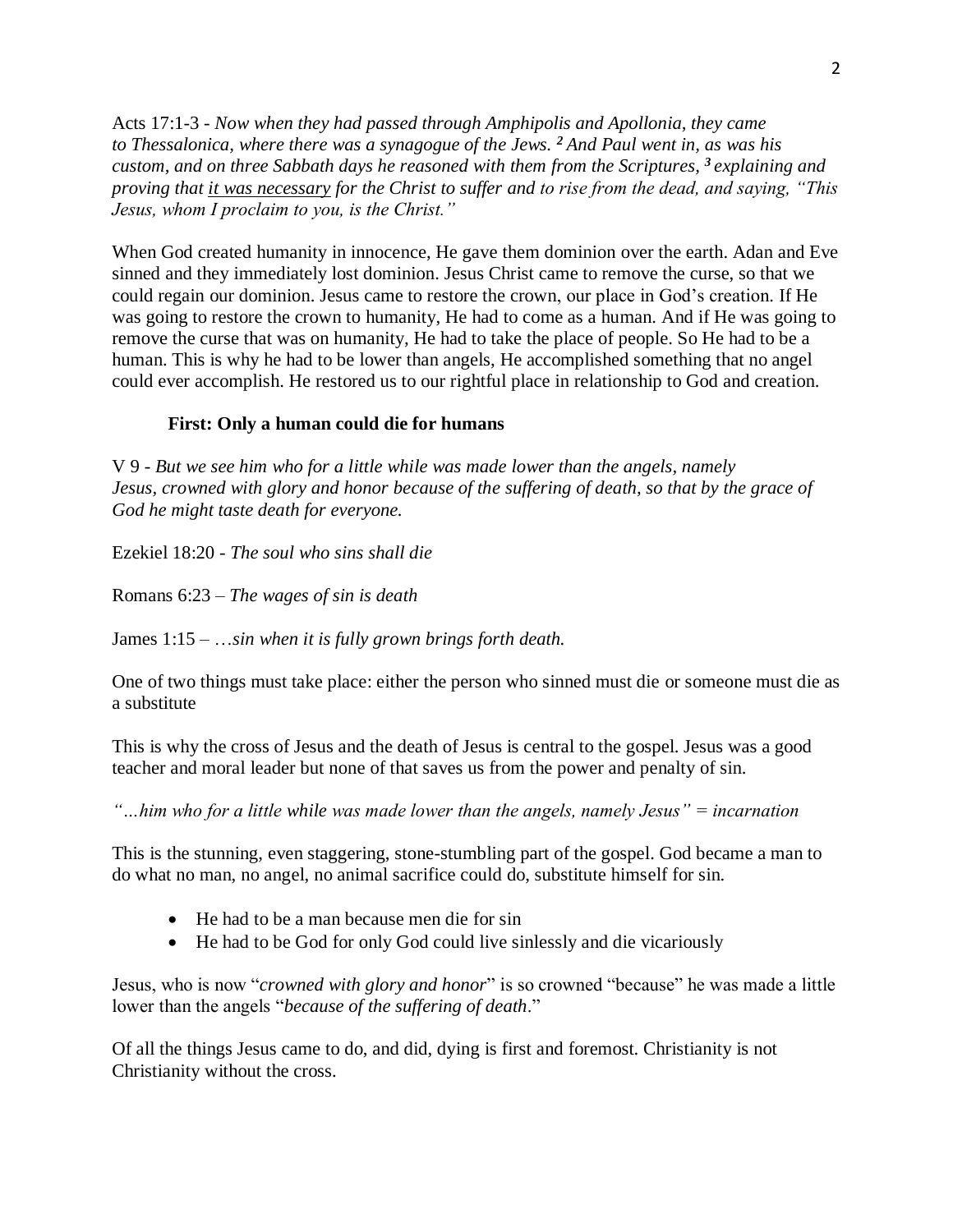Acts 17:1-3 - *Now when they had passed through Amphipolis and Apollonia, they came to Thessalonica, where there was a synagogue of the Jews. ² And Paul went in, as was his custom, and on three Sabbath days he reasoned with them from the Scriptures, ³ explaining and proving that <u>it was necessary</u> for the Christ to suffer and to rise from the dead, and saying, "This Jesus, whom I proclaim to you, is the Christ."*

When God created humanity in innocence, He gave them dominion over the earth. Adan and Eve sinned and they immediately lost dominion. Jesus Christ came to remove the curse, so that we could regain our dominion. Jesus came to restore the crown, our place in God's creation. If He was going to restore the crown to humanity, He had to come as a human. And if He was going to remove the curse that was on humanity, He had to take the place of people. So He had to be a human. This is why he had to be lower than angels, He accomplished something that no angel could ever accomplish. He restored us to our rightful place in relationship to God and creation.

**First: Only a human could die for humans**

V 9 - *But we see him who for a little while was made lower than the angels, namely Jesus, crowned with glory and honor because of the suffering of death, so that by the grace of God he might taste death for everyone.*

Ezekiel 18:20 - *The soul who sins shall die*

Romans 6:23 – *The wages of sin is death*

James 1:15 – …*sin when it is fully grown brings forth death.*

One of two things must take place: either the person who sinned must die or someone must die as a substitute

This is why the cross of Jesus and the death of Jesus is central to the gospel. Jesus was a good teacher and moral leader but none of that saves us from the power and penalty of sin.

*"…him who for a little while was made lower than the angels, namely Jesus" = incarnation*

This is the stunning, even staggering, stone-stumbling part of the gospel. God became a man to do what no man, no angel, no animal sacrifice could do, substitute himself for sin.

- He had to be a man because men die for sin
- He had to be God for only God could live sinlessly and die vicariously

Jesus, who is now "*crowned with glory and honor*" is so crowned "because" he was made a little lower than the angels "*because of the suffering of death*."

Of all the things Jesus came to do, and did, dying is first and foremost. Christianity is not Christianity without the cross.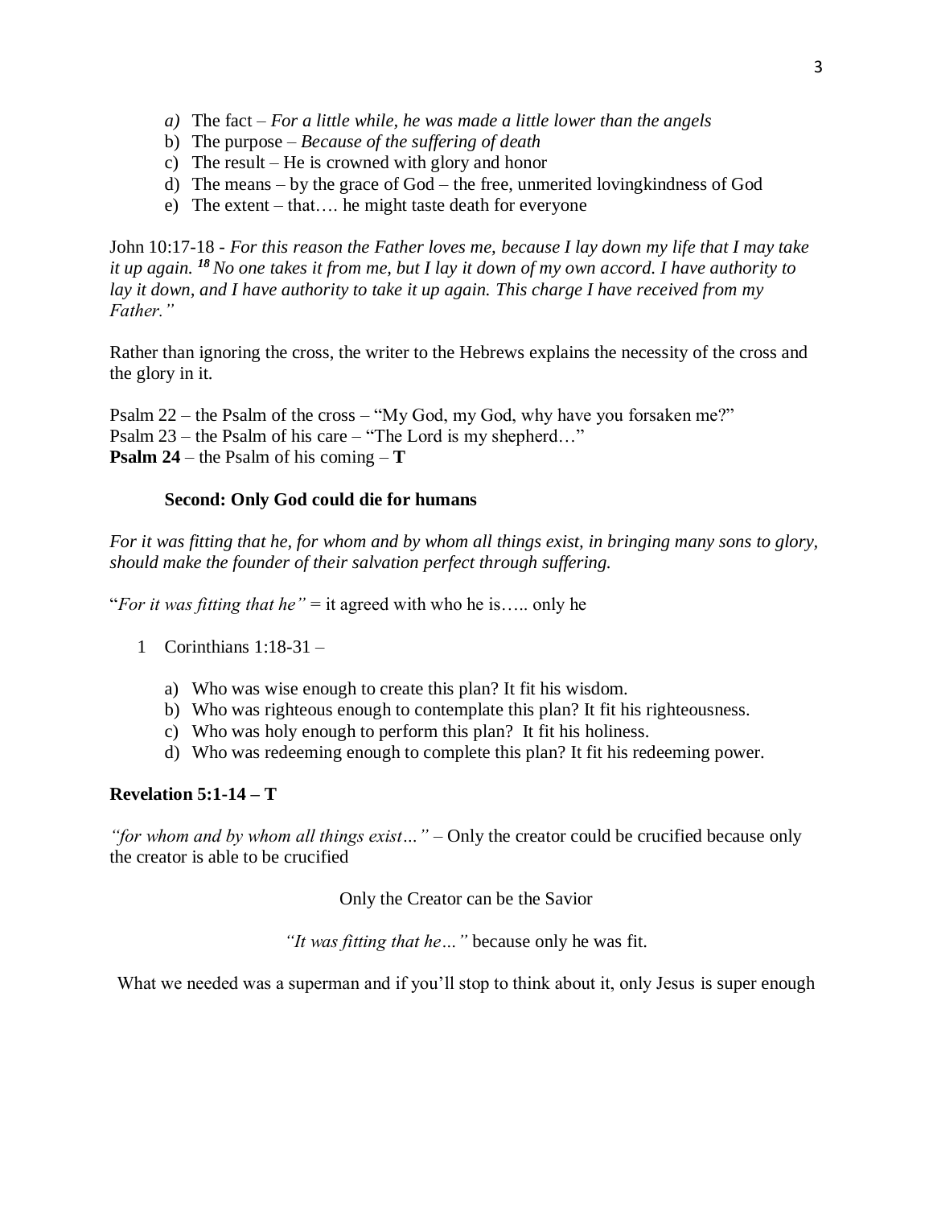a) The fact – *For a little while, he was made a little lower than the angels*
b) The purpose – *Because of the suffering of death*
c) The result – He is crowned with glory and honor
d) The means – by the grace of God – the free, unmerited lovingkindness of God
e) The extent – that…. he might taste death for everyone

John 10:17-18 - *For this reason the Father loves me, because I lay down my life that I may take it up again. [18] No one takes it from me, but I lay it down of my own accord. I have authority to lay it down, and I have authority to take it up again. This charge I have received from my Father."*

Rather than ignoring the cross, the writer to the Hebrews explains the necessity of the cross and the glory in it.

Psalm 22 – the Psalm of the cross – "My God, my God, why have you forsaken me?"
Psalm 23 – the Psalm of his care – "The Lord is my shepherd…"
**Psalm 24** – the Psalm of his coming – **T**

**Second: Only God could die for humans**

*For it was fitting that he, for whom and by whom all things exist, in bringing many sons to glory, should make the founder of their salvation perfect through suffering.*

"*For it was fitting that he"* = it agreed with who he is….. only he

1 Corinthians 1:18-31 –

a) Who was wise enough to create this plan? It fit his wisdom.
b) Who was righteous enough to contemplate this plan? It fit his righteousness.
c) Who was holy enough to perform this plan? It fit his holiness.
d) Who was redeeming enough to complete this plan? It fit his redeeming power.

**Revelation 5:1-14 – T**

*"for whom and by whom all things exist…"* – Only the creator could be crucified because only the creator is able to be crucified

Only the Creator can be the Savior

*"It was fitting that he…"* because only he was fit.

What we needed was a superman and if you'll stop to think about it, only Jesus is super enough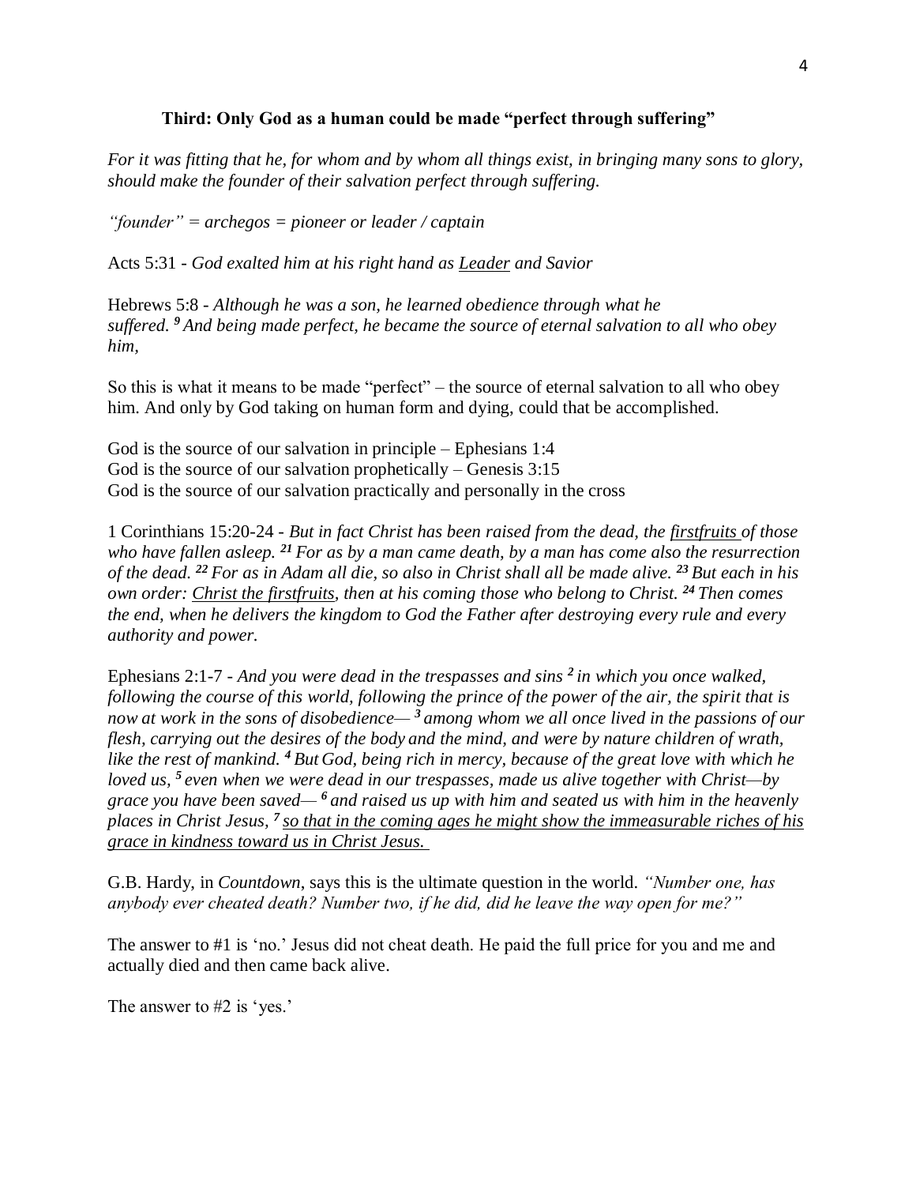### **Third: Only God as a human could be made "perfect through suffering"**

*For it was fitting that he, for whom and by whom all things exist, in bringing many sons to glory, should make the founder of their salvation perfect through suffering.*

*"founder" = archegos = pioneer or leader / captain*

Acts 5:31 - *God exalted him at his right hand as <u>Leader</u> and Savior*

Hebrews 5:8 - *Although he was a son, he learned obedience through what he suffered. **9** And being made perfect, he became the source of eternal salvation to all who obey him,*

So this is what it means to be made "perfect" – the source of eternal salvation to all who obey him. And only by God taking on human form and dying, could that be accomplished.

God is the source of our salvation in principle – Ephesians 1:4
God is the source of our salvation prophetically – Genesis 3:15
God is the source of our salvation practically and personally in the cross

1 Corinthians 15:20-24 - *But in fact Christ has been raised from the dead, the <u>firstfruits</u> of those who have fallen asleep. **21** For as by a man came death, by a man has come also the resurrection of the dead. **22** For as in Adam all die, so also in Christ shall all be made alive. **23** But each in his own order: <u>Christ the firstfruits</u>, then at his coming those who belong to Christ. **24** Then comes the end, when he delivers the kingdom to God the Father after destroying every rule and every authority and power.*

Ephesians 2:1-7 - *And you were dead in the trespasses and sins **2** in which you once walked, following the course of this world, following the prince of the power of the air, the spirit that is now at work in the sons of disobedience— **3** among whom we all once lived in the passions of our flesh, carrying out the desires of the body and the mind, and were by nature children of wrath, like the rest of mankind. **4** But God, being rich in mercy, because of the great love with which he loved us, **5** even when we were dead in our trespasses, made us alive together with Christ—by grace you have been saved— **6** and raised us up with him and seated us with him in the heavenly places in Christ Jesus, **7** <u>so that in the coming ages he might show the immeasurable riches of his grace in kindness toward us in Christ Jesus.</u>*

G.B. Hardy, in *Countdown*, says this is the ultimate question in the world. *"Number one, has anybody ever cheated death? Number two, if he did, did he leave the way open for me?"*

The answer to #1 is 'no.' Jesus did not cheat death. He paid the full price for you and me and actually died and then came back alive.

The answer to #2 is 'yes.'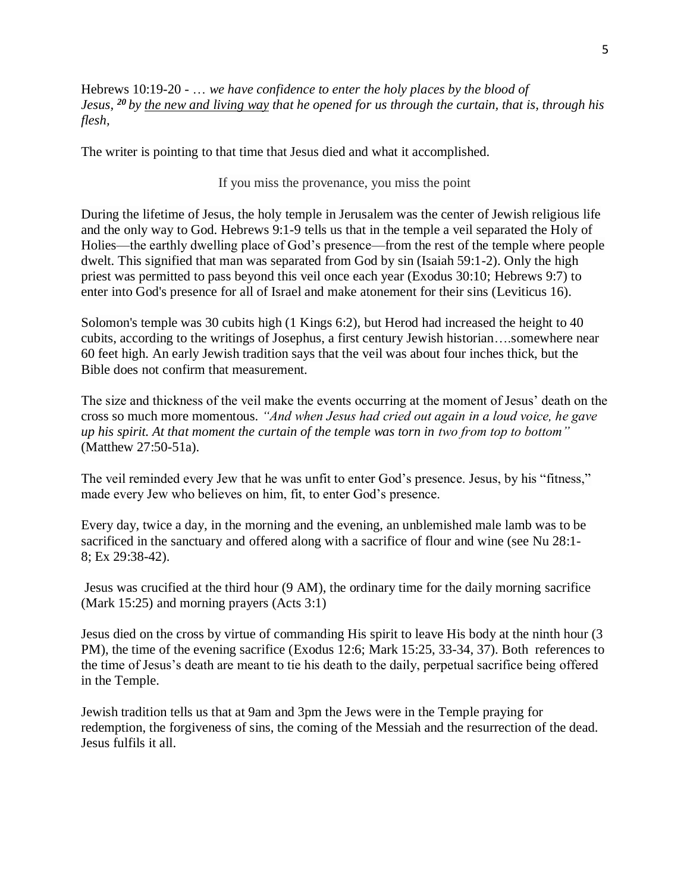Hebrews 10:19-20 - … *we have confidence to enter the holy places by the blood of Jesus,* [20] *by* <u>*the new and living way*</u> *that he opened for us through the curtain, that is, through his flesh*,

The writer is pointing to that time that Jesus died and what it accomplished.

If you miss the provenance, you miss the point

During the lifetime of Jesus, the holy temple in Jerusalem was the center of Jewish religious life and the only way to God. Hebrews 9:1-9 tells us that in the temple a veil separated the Holy of Holies—the earthly dwelling place of God's presence—from the rest of the temple where people dwelt. This signified that man was separated from God by sin (Isaiah 59:1-2). Only the high priest was permitted to pass beyond this veil once each year (Exodus 30:10; Hebrews 9:7) to enter into God's presence for all of Israel and make atonement for their sins (Leviticus 16).

Solomon's temple was 30 cubits high (1 Kings 6:2), but Herod had increased the height to 40 cubits, according to the writings of Josephus, a first century Jewish historian….somewhere near 60 feet high. An early Jewish tradition says that the veil was about four inches thick, but the Bible does not confirm that measurement.

The size and thickness of the veil make the events occurring at the moment of Jesus' death on the cross so much more momentous. *"And when Jesus had cried out again in a loud voice, he gave up his spirit. At that moment the curtain of the temple was torn in two from top to bottom"* (Matthew 27:50-51a).

The veil reminded every Jew that he was unfit to enter God's presence. Jesus, by his "fitness," made every Jew who believes on him, fit, to enter God's presence.

Every day, twice a day, in the morning and the evening, an unblemished male lamb was to be sacrificed in the sanctuary and offered along with a sacrifice of flour and wine (see Nu 28:1-8; Ex 29:38-42).

Jesus was crucified at the third hour (9 AM), the ordinary time for the daily morning sacrifice (Mark 15:25) and morning prayers (Acts 3:1)

Jesus died on the cross by virtue of commanding His spirit to leave His body at the ninth hour (3 PM), the time of the evening sacrifice (Exodus 12:6; Mark 15:25, 33-34, 37). Both references to the time of Jesus's death are meant to tie his death to the daily, perpetual sacrifice being offered in the Temple.

Jewish tradition tells us that at 9am and 3pm the Jews were in the Temple praying for redemption, the forgiveness of sins, the coming of the Messiah and the resurrection of the dead. Jesus fulfils it all.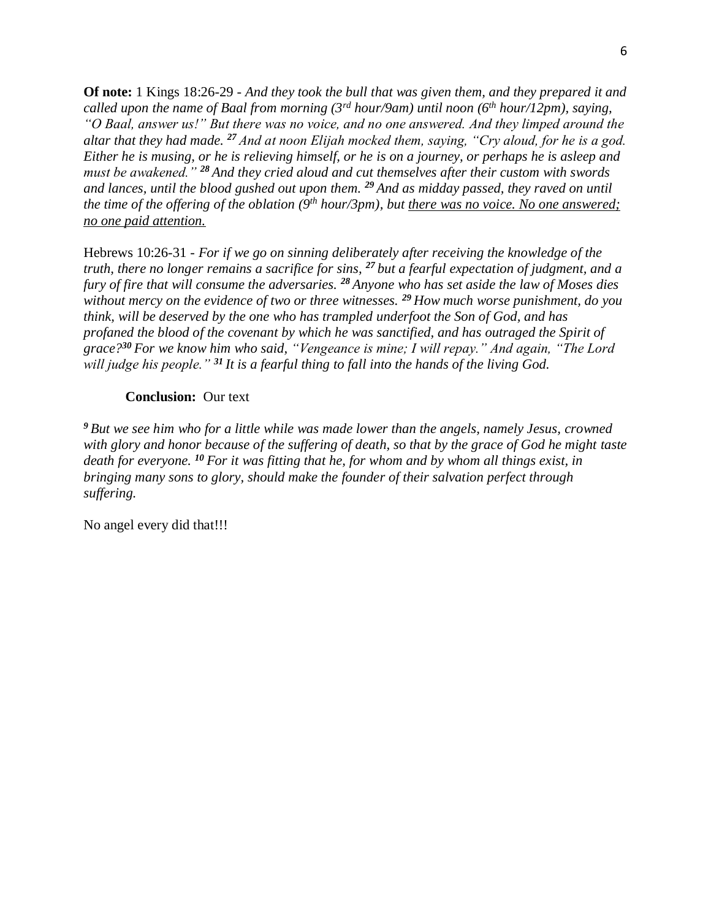**Of note:** 1 Kings 18:26-29 - *And they took the bull that was given them, and they prepared it and called upon the name of Baal from morning (3rd hour/9am) until noon (6th hour/12pm), saying, "O Baal, answer us!" But there was no voice, and no one answered. And they limped around the altar that they had made.* ***27*** *And at noon Elijah mocked them, saying, "Cry aloud, for he is a god. Either he is musing, or he is relieving himself, or he is on a journey, or perhaps he is asleep and must be awakened."* ***28*** *And they cried aloud and cut themselves after their custom with swords and lances, until the blood gushed out upon them.* ***29*** *And as midday passed, they raved on until the time of the offering of the oblation (9th hour/3pm), but* <u>*there was no voice. No one answered; no one paid attention.*</u>

Hebrews 10:26-31 - *For if we go on sinning deliberately after receiving the knowledge of the truth, there no longer remains a sacrifice for sins,* ***27*** *but a fearful expectation of judgment, and a fury of fire that will consume the adversaries.* ***28*** *Anyone who has set aside the law of Moses dies without mercy on the evidence of two or three witnesses.* ***29*** *How much worse punishment, do you think, will be deserved by the one who has trampled underfoot the Son of God, and has profaned the blood of the covenant by which he was sanctified, and has outraged the Spirit of grace?* ***30*** *For we know him who said, "Vengeance is mine; I will repay." And again, "The Lord will judge his people."* ***31*** *It is a fearful thing to fall into the hands of the living God.*

**Conclusion:** Our text

***9*** *But we see him who for a little while was made lower than the angels, namely Jesus, crowned with glory and honor because of the suffering of death, so that by the grace of God he might taste death for everyone.* ***10*** *For it was fitting that he, for whom and by whom all things exist, in bringing many sons to glory, should make the founder of their salvation perfect through suffering.*

No angel every did that!!!